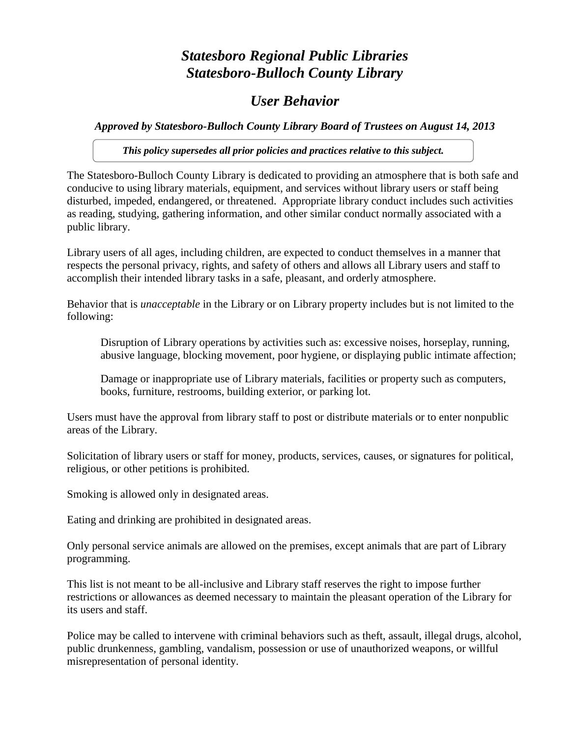# *Statesboro Regional Public Libraries*
# *Statesboro-Bulloch County Library*

## *User Behavior*

***Approved by Statesboro-Bulloch County Library Board of Trustees on August 14, 2013***

***This policy supersedes all prior policies and practices relative to this subject.***

The Statesboro-Bulloch County Library is dedicated to providing an atmosphere that is both safe and conducive to using library materials, equipment, and services without library users or staff being disturbed, impeded, endangered, or threatened. Appropriate library conduct includes such activities as reading, studying, gathering information, and other similar conduct normally associated with a public library.

Library users of all ages, including children, are expected to conduct themselves in a manner that respects the personal privacy, rights, and safety of others and allows all Library users and staff to accomplish their intended library tasks in a safe, pleasant, and orderly atmosphere.

Behavior that is *unacceptable* in the Library or on Library property includes but is not limited to the following:

> Disruption of Library operations by activities such as: excessive noises, horseplay, running, abusive language, blocking movement, poor hygiene, or displaying public intimate affection;
>
> Damage or inappropriate use of Library materials, facilities or property such as computers, books, furniture, restrooms, building exterior, or parking lot.

Users must have the approval from library staff to post or distribute materials or to enter nonpublic areas of the Library.

Solicitation of library users or staff for money, products, services, causes, or signatures for political, religious, or other petitions is prohibited.

Smoking is allowed only in designated areas.

Eating and drinking are prohibited in designated areas.

Only personal service animals are allowed on the premises, except animals that are part of Library programming.

This list is not meant to be all-inclusive and Library staff reserves the right to impose further restrictions or allowances as deemed necessary to maintain the pleasant operation of the Library for its users and staff.

Police may be called to intervene with criminal behaviors such as theft, assault, illegal drugs, alcohol, public drunkenness, gambling, vandalism, possession or use of unauthorized weapons, or willful misrepresentation of personal identity.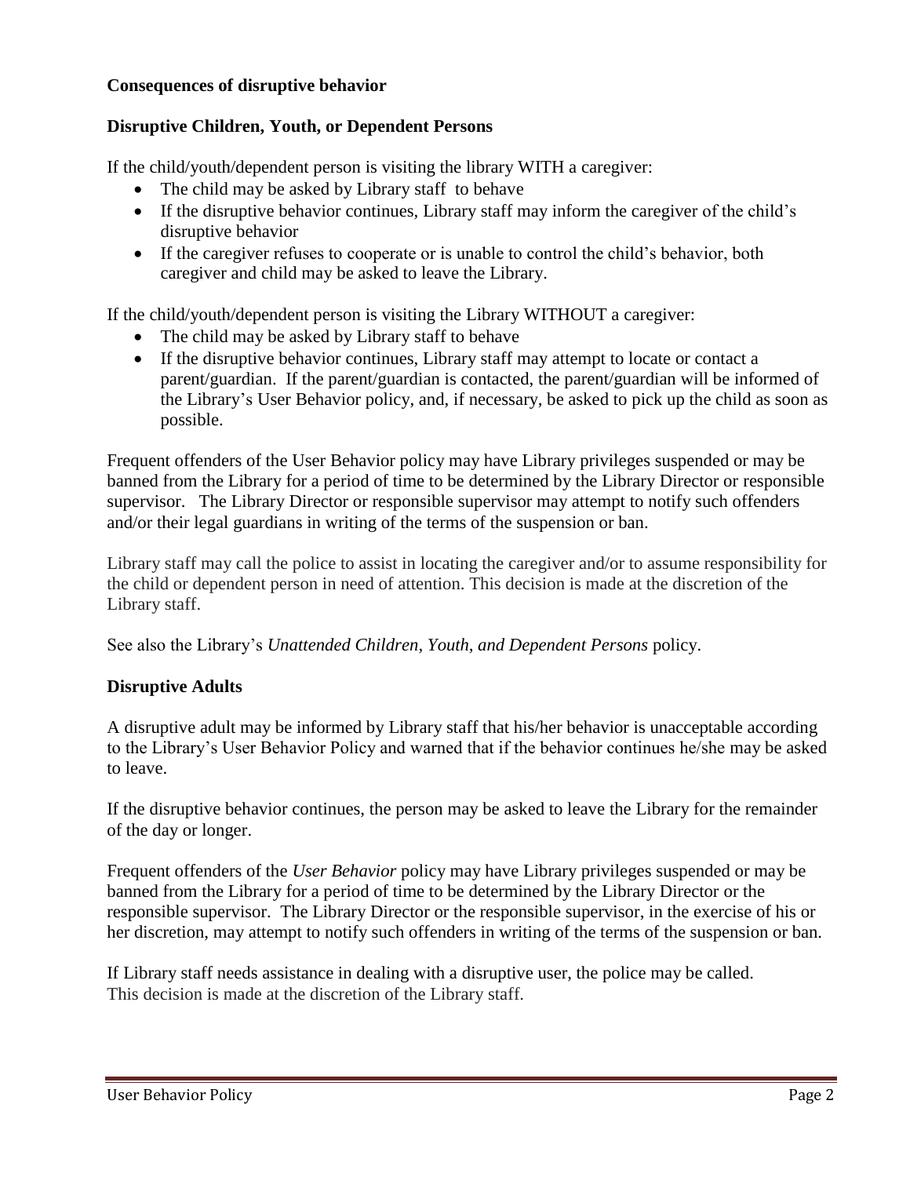**Consequences of disruptive behavior**

**Disruptive Children, Youth, or Dependent Persons**

If the child/youth/dependent person is visiting the library WITH a caregiver:

- The child may be asked by Library staff to behave
- If the disruptive behavior continues, Library staff may inform the caregiver of the child's disruptive behavior
- If the caregiver refuses to cooperate or is unable to control the child's behavior, both caregiver and child may be asked to leave the Library.

If the child/youth/dependent person is visiting the Library WITHOUT a caregiver:

- The child may be asked by Library staff to behave
- If the disruptive behavior continues, Library staff may attempt to locate or contact a parent/guardian. If the parent/guardian is contacted, the parent/guardian will be informed of the Library's User Behavior policy, and, if necessary, be asked to pick up the child as soon as possible.

Frequent offenders of the User Behavior policy may have Library privileges suspended or may be banned from the Library for a period of time to be determined by the Library Director or responsible supervisor. The Library Director or responsible supervisor may attempt to notify such offenders and/or their legal guardians in writing of the terms of the suspension or ban.

Library staff may call the police to assist in locating the caregiver and/or to assume responsibility for the child or dependent person in need of attention. This decision is made at the discretion of the Library staff.

See also the Library's *Unattended Children, Youth, and Dependent Persons* policy.

**Disruptive Adults**

A disruptive adult may be informed by Library staff that his/her behavior is unacceptable according to the Library's User Behavior Policy and warned that if the behavior continues he/she may be asked to leave.

If the disruptive behavior continues, the person may be asked to leave the Library for the remainder of the day or longer.

Frequent offenders of the *User Behavior* policy may have Library privileges suspended or may be banned from the Library for a period of time to be determined by the Library Director or the responsible supervisor. The Library Director or the responsible supervisor, in the exercise of his or her discretion, may attempt to notify such offenders in writing of the terms of the suspension or ban.

If Library staff needs assistance in dealing with a disruptive user, the police may be called. This decision is made at the discretion of the Library staff.